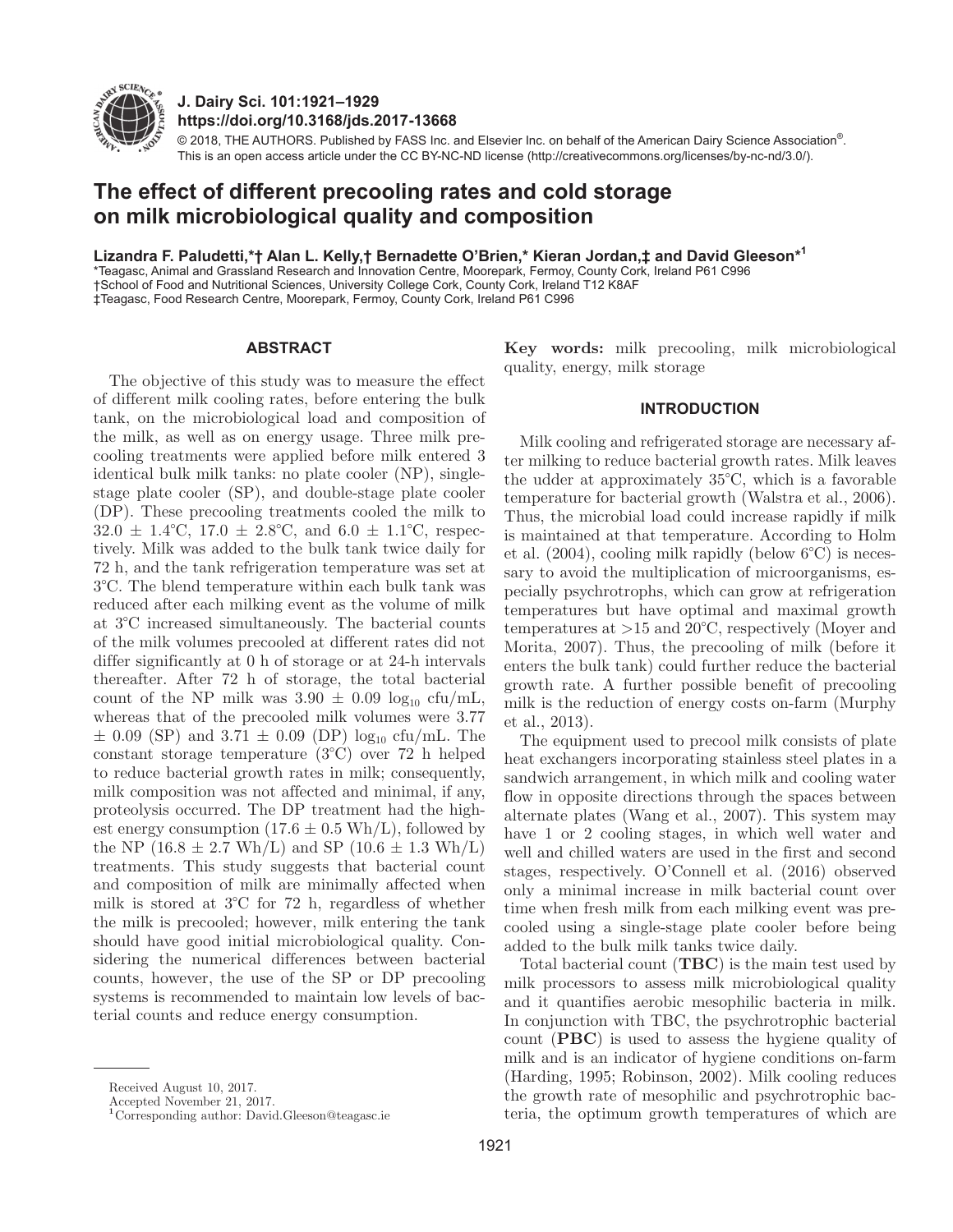**J. Dairy Sci. 101:1921–1929**
**https://doi.org/10.3168/jds.2017-13668**

© 2018, THE AUTHORS. Published by FASS Inc. and Elsevier Inc. on behalf of the American Dairy Science Association®.
This is an open access article under the CC BY-NC-ND license (http://creativecommons.org/licenses/by-nc-nd/3.0/).

# The effect of different precooling rates and cold storage on milk microbiological quality and composition

**Lizandra F. Paludetti,\*† Alan L. Kelly,† Bernadette O'Brien,\* Kieran Jordan,‡ and David Gleeson\*[1]**

\*Teagasc, Animal and Grassland Research and Innovation Centre, Moorepark, Fermoy, County Cork, Ireland P61 C996
†School of Food and Nutritional Sciences, University College Cork, County Cork, Ireland T12 K8AF
‡Teagasc, Food Research Centre, Moorepark, Fermoy, County Cork, Ireland P61 C996

## ABSTRACT

The objective of this study was to measure the effect of different milk cooling rates, before entering the bulk tank, on the microbiological load and composition of the milk, as well as on energy usage. Three milk precooling treatments were applied before milk entered 3 identical bulk milk tanks: no plate cooler (NP), single-stage plate cooler (SP), and double-stage plate cooler (DP). These precooling treatments cooled the milk to 32.0 ± 1.4°C, 17.0 ± 2.8°C, and 6.0 ± 1.1°C, respectively. Milk was added to the bulk tank twice daily for 72 h, and the tank refrigeration temperature was set at 3°C. The blend temperature within each bulk tank was reduced after each milking event as the volume of milk at 3°C increased simultaneously. The bacterial counts of the milk volumes precooled at different rates did not differ significantly at 0 h of storage or at 24-h intervals thereafter. After 72 h of storage, the total bacterial count of the NP milk was 3.90 ± 0.09 $\log_{10}$ cfu/mL, whereas that of the precooled milk volumes were 3.77 ± 0.09 (SP) and 3.71 ± 0.09 (DP) $\log_{10}$ cfu/mL. The constant storage temperature (3°C) over 72 h helped to reduce bacterial growth rates in milk; consequently, milk composition was not affected and minimal, if any, proteolysis occurred. The DP treatment had the highest energy consumption (17.6 ± 0.5 Wh/L), followed by the NP (16.8 ± 2.7 Wh/L) and SP (10.6 ± 1.3 Wh/L) treatments. This study suggests that bacterial count and composition of milk are minimally affected when milk is stored at 3°C for 72 h, regardless of whether the milk is precooled; however, milk entering the tank should have good initial microbiological quality. Considering the numerical differences between bacterial counts, however, the use of the SP or DP precooling systems is recommended to maintain low levels of bacterial counts and reduce energy consumption.

**Key words:** milk precooling, milk microbiological quality, energy, milk storage

## INTRODUCTION

Milk cooling and refrigerated storage are necessary after milking to reduce bacterial growth rates. Milk leaves the udder at approximately 35°C, which is a favorable temperature for bacterial growth (Walstra et al., 2006). Thus, the microbial load could increase rapidly if milk is maintained at that temperature. According to Holm et al. (2004), cooling milk rapidly (below 6°C) is necessary to avoid the multiplication of microorganisms, especially psychrotrophs, which can grow at refrigeration temperatures but have optimal and maximal growth temperatures at >15 and 20°C, respectively (Moyer and Morita, 2007). Thus, the precooling of milk (before it enters the bulk tank) could further reduce the bacterial growth rate. A further possible benefit of precooling milk is the reduction of energy costs on-farm (Murphy et al., 2013).

The equipment used to precool milk consists of plate heat exchangers incorporating stainless steel plates in a sandwich arrangement, in which milk and cooling water flow in opposite directions through the spaces between alternate plates (Wang et al., 2007). This system may have 1 or 2 cooling stages, in which well water and well and chilled waters are used in the first and second stages, respectively. O'Connell et al. (2016) observed only a minimal increase in milk bacterial count over time when fresh milk from each milking event was precooled using a single-stage plate cooler before being added to the bulk milk tanks twice daily.

Total bacterial count (**TBC**) is the main test used by milk processors to assess milk microbiological quality and it quantifies aerobic mesophilic bacteria in milk. In conjunction with TBC, the psychrotrophic bacterial count (**PBC**) is used to assess the hygiene quality of milk and is an indicator of hygiene conditions on-farm (Harding, 1995; Robinson, 2002). Milk cooling reduces the growth rate of mesophilic and psychrotrophic bacteria, the optimum growth temperatures of which are

Received August 10, 2017.
Accepted November 21, 2017.
[1]Corresponding author: David.Gleeson@teagasc.ie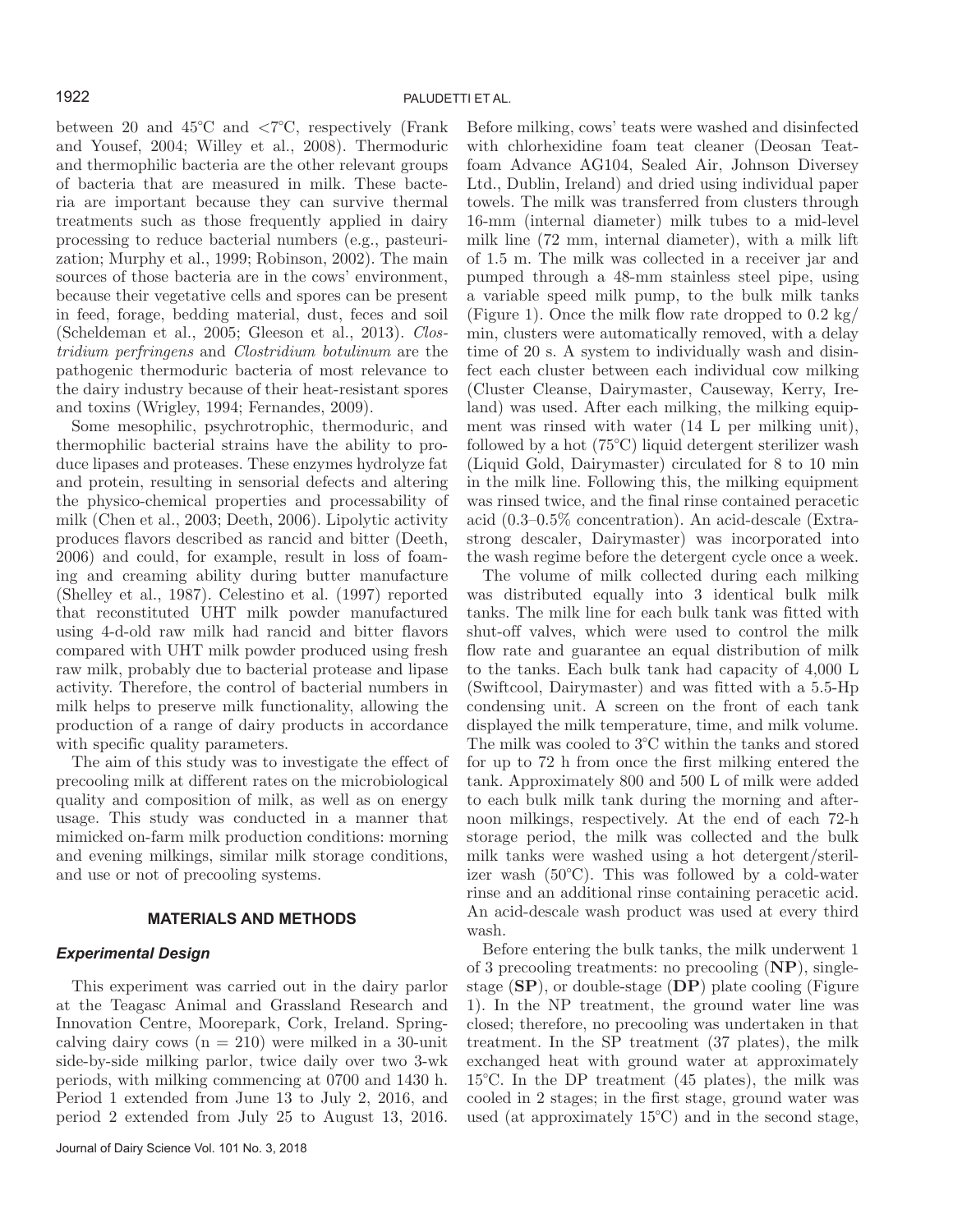between 20 and 45°C and <7°C, respectively (Frank and Yousef, 2004; Willey et al., 2008). Thermoduric and thermophilic bacteria are the other relevant groups of bacteria that are measured in milk. These bacteria are important because they can survive thermal treatments such as those frequently applied in dairy processing to reduce bacterial numbers (e.g., pasteurization; Murphy et al., 1999; Robinson, 2002). The main sources of those bacteria are in the cows' environment, because their vegetative cells and spores can be present in feed, forage, bedding material, dust, feces and soil (Scheldeman et al., 2005; Gleeson et al., 2013). *Clostridium perfringens* and *Clostridium botulinum* are the pathogenic thermoduric bacteria of most relevance to the dairy industry because of their heat-resistant spores and toxins (Wrigley, 1994; Fernandes, 2009).

Some mesophilic, psychrotrophic, thermoduric, and thermophilic bacterial strains have the ability to produce lipases and proteases. These enzymes hydrolyze fat and protein, resulting in sensorial defects and altering the physico-chemical properties and processability of milk (Chen et al., 2003; Deeth, 2006). Lipolytic activity produces flavors described as rancid and bitter (Deeth, 2006) and could, for example, result in loss of foaming and creaming ability during butter manufacture (Shelley et al., 1987). Celestino et al. (1997) reported that reconstituted UHT milk powder manufactured using 4-d-old raw milk had rancid and bitter flavors compared with UHT milk powder produced using fresh raw milk, probably due to bacterial protease and lipase activity. Therefore, the control of bacterial numbers in milk helps to preserve milk functionality, allowing the production of a range of dairy products in accordance with specific quality parameters.

The aim of this study was to investigate the effect of precooling milk at different rates on the microbiological quality and composition of milk, as well as on energy usage. This study was conducted in a manner that mimicked on-farm milk production conditions: morning and evening milkings, similar milk storage conditions, and use or not of precooling systems.

## MATERIALS AND METHODS

### *Experimental Design*

This experiment was carried out in the dairy parlor at the Teagasc Animal and Grassland Research and Innovation Centre, Moorepark, Cork, Ireland. Spring-calving dairy cows (n = 210) were milked in a 30-unit side-by-side milking parlor, twice daily over two 3-wk periods, with milking commencing at 0700 and 1430 h. Period 1 extended from June 13 to July 2, 2016, and period 2 extended from July 25 to August 13, 2016. Before milking, cows' teats were washed and disinfected with chlorhexidine foam teat cleaner (Deosan Teatfoam Advance AG104, Sealed Air, Johnson Diversey Ltd., Dublin, Ireland) and dried using individual paper towels. The milk was transferred from clusters through 16-mm (internal diameter) milk tubes to a mid-level milk line (72 mm, internal diameter), with a milk lift of 1.5 m. The milk was collected in a receiver jar and pumped through a 48-mm stainless steel pipe, using a variable speed milk pump, to the bulk milk tanks (Figure 1). Once the milk flow rate dropped to 0.2 kg/min, clusters were automatically removed, with a delay time of 20 s. A system to individually wash and disinfect each cluster between each individual cow milking (Cluster Cleanse, Dairymaster, Causeway, Kerry, Ireland) was used. After each milking, the milking equipment was rinsed with water (14 L per milking unit), followed by a hot (75°C) liquid detergent sterilizer wash (Liquid Gold, Dairymaster) circulated for 8 to 10 min in the milk line. Following this, the milking equipment was rinsed twice, and the final rinse contained peracetic acid (0.3–0.5% concentration). An acid-descale (Extra-strong descaler, Dairymaster) was incorporated into the wash regime before the detergent cycle once a week.

The volume of milk collected during each milking was distributed equally into 3 identical bulk milk tanks. The milk line for each bulk tank was fitted with shut-off valves, which were used to control the milk flow rate and guarantee an equal distribution of milk to the tanks. Each bulk tank had capacity of 4,000 L (Swiftcool, Dairymaster) and was fitted with a 5.5-Hp condensing unit. A screen on the front of each tank displayed the milk temperature, time, and milk volume. The milk was cooled to 3°C within the tanks and stored for up to 72 h from once the first milking entered the tank. Approximately 800 and 500 L of milk were added to each bulk milk tank during the morning and afternoon milkings, respectively. At the end of each 72-h storage period, the milk was collected and the bulk milk tanks were washed using a hot detergent/sterilizer wash (50°C). This was followed by a cold-water rinse and an additional rinse containing peracetic acid. An acid-descale wash product was used at every third wash.

Before entering the bulk tanks, the milk underwent 1 of 3 precooling treatments: no precooling (**NP**), single-stage (**SP**), or double-stage (**DP**) plate cooling (Figure 1). In the NP treatment, the ground water line was closed; therefore, no precooling was undertaken in that treatment. In the SP treatment (37 plates), the milk exchanged heat with ground water at approximately 15°C. In the DP treatment (45 plates), the milk was cooled in 2 stages; in the first stage, ground water was used (at approximately 15°C) and in the second stage,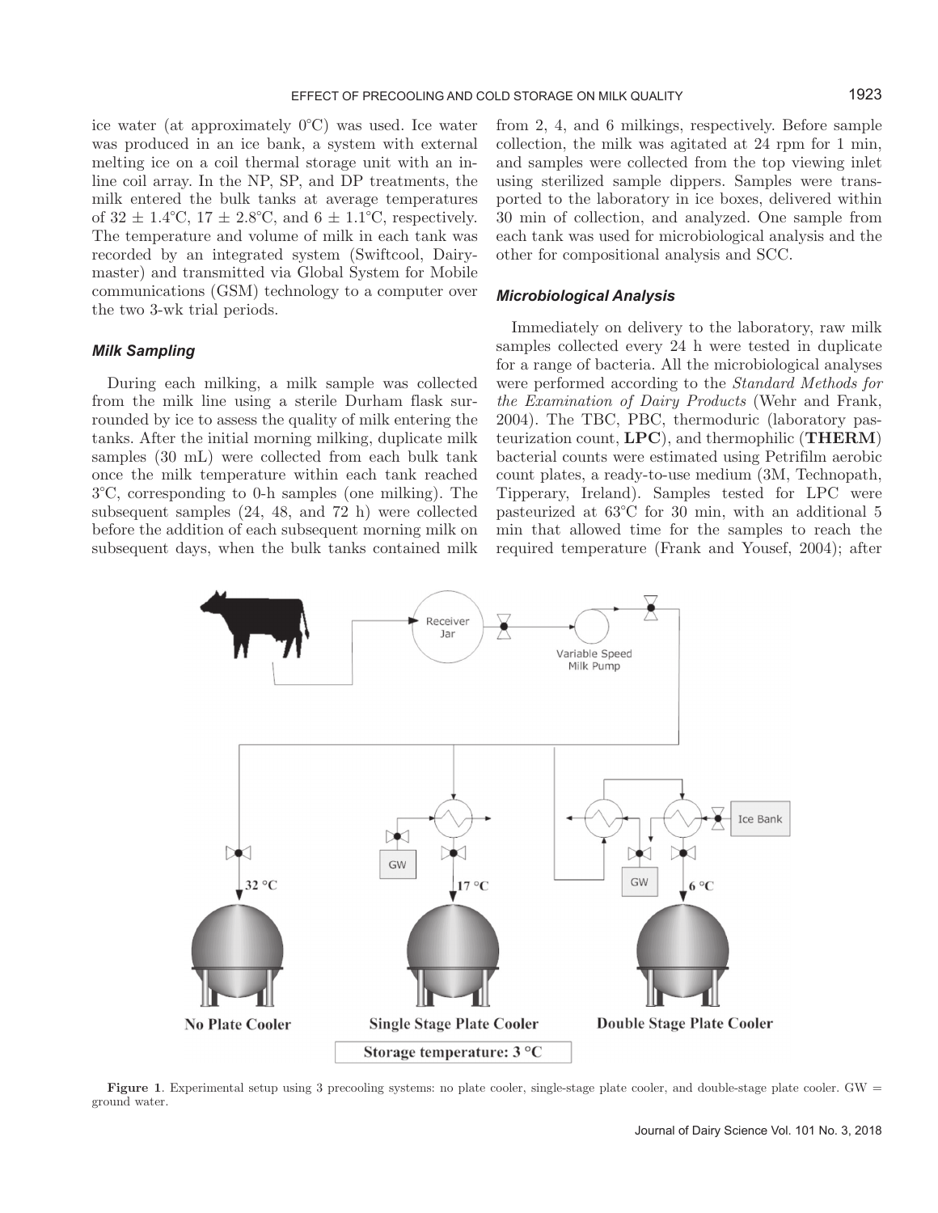ice water (at approximately 0°C) was used. Ice water was produced in an ice bank, a system with external melting ice on a coil thermal storage unit with an in-line coil array. In the NP, SP, and DP treatments, the milk entered the bulk tanks at average temperatures of 32 ± 1.4°C, 17 ± 2.8°C, and 6 ± 1.1°C, respectively. The temperature and volume of milk in each tank was recorded by an integrated system (Swiftcool, Dairymaster) and transmitted via Global System for Mobile communications (GSM) technology to a computer over the two 3-wk trial periods.

### Milk Sampling

During each milking, a milk sample was collected from the milk line using a sterile Durham flask surrounded by ice to assess the quality of milk entering the tanks. After the initial morning milking, duplicate milk samples (30 mL) were collected from each bulk tank once the milk temperature within each tank reached 3°C, corresponding to 0-h samples (one milking). The subsequent samples (24, 48, and 72 h) were collected before the addition of each subsequent morning milk on subsequent days, when the bulk tanks contained milk from 2, 4, and 6 milkings, respectively. Before sample collection, the milk was agitated at 24 rpm for 1 min, and samples were collected from the top viewing inlet using sterilized sample dippers. Samples were transported to the laboratory in ice boxes, delivered within 30 min of collection, and analyzed. One sample from each tank was used for microbiological analysis and the other for compositional analysis and SCC.

### Microbiological Analysis

Immediately on delivery to the laboratory, raw milk samples collected every 24 h were tested in duplicate for a range of bacteria. All the microbiological analyses were performed according to the *Standard Methods for the Examination of Dairy Products* (Wehr and Frank, 2004). The TBC, PBC, thermoduric (laboratory pasteurization count, **LPC**), and thermophilic (**THERM**) bacterial counts were estimated using Petrifilm aerobic count plates, a ready-to-use medium (3M, Technopath, Tipperary, Ireland). Samples tested for LPC were pasteurized at 63°C for 30 min, with an additional 5 min that allowed time for the samples to reach the required temperature (Frank and Yousef, 2004); after

**Figure 1**. Experimental setup using 3 precooling systems: no plate cooler, single-stage plate cooler, and double-stage plate cooler. GW = ground water.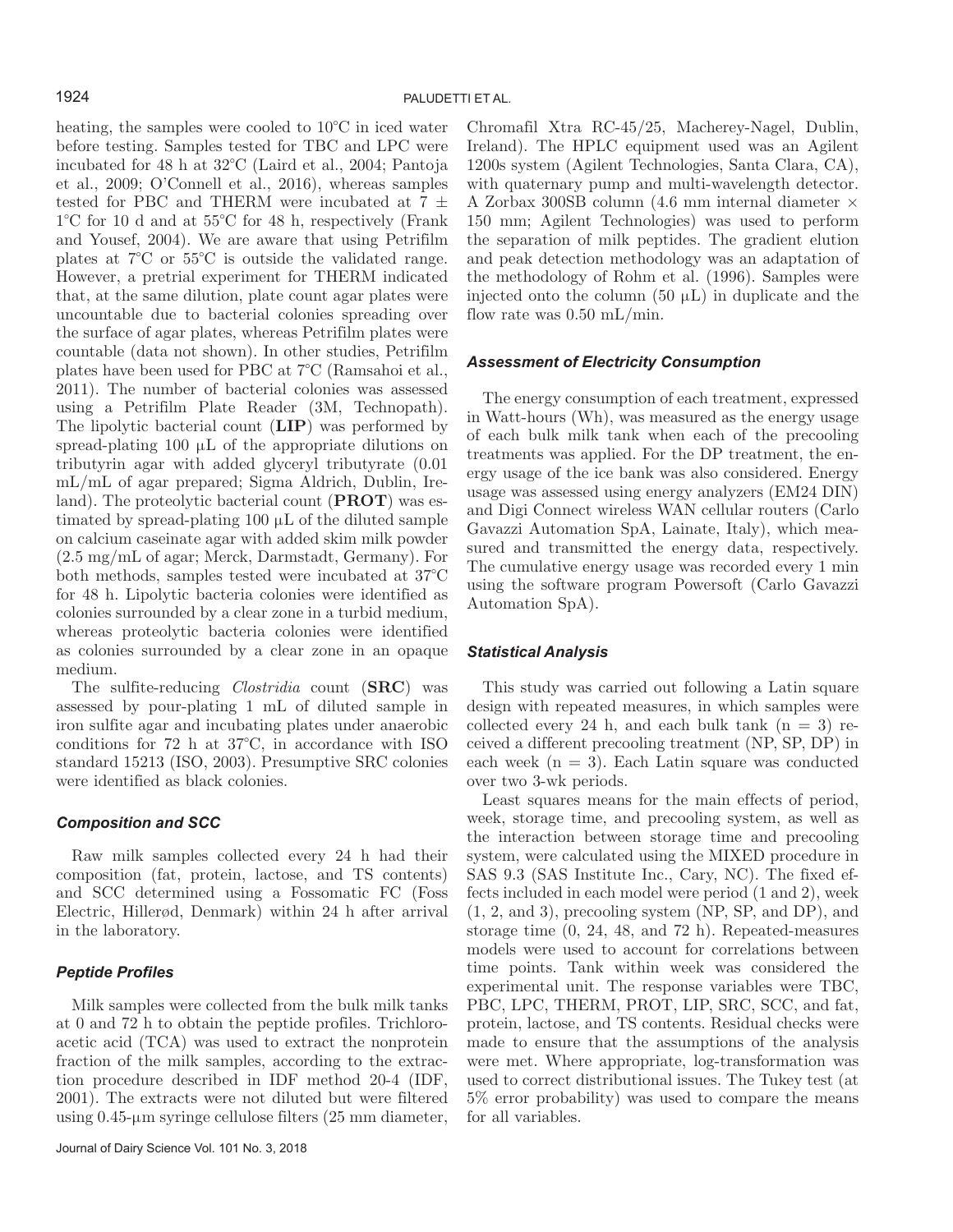heating, the samples were cooled to 10°C in iced water before testing. Samples tested for TBC and LPC were incubated for 48 h at 32°C (Laird et al., 2004; Pantoja et al., 2009; O'Connell et al., 2016), whereas samples tested for PBC and THERM were incubated at 7 ± 1°C for 10 d and at 55°C for 48 h, respectively (Frank and Yousef, 2004). We are aware that using Petrifilm plates at 7°C or 55°C is outside the validated range. However, a pretrial experiment for THERM indicated that, at the same dilution, plate count agar plates were uncountable due to bacterial colonies spreading over the surface of agar plates, whereas Petrifilm plates were countable (data not shown). In other studies, Petrifilm plates have been used for PBC at 7°C (Ramsahoi et al., 2011). The number of bacterial colonies was assessed using a Petrifilm Plate Reader (3M, Technopath). The lipolytic bacterial count (**LIP**) was performed by spread-plating 100 μL of the appropriate dilutions on tributyrin agar with added glyceryl tributyrate (0.01 mL/mL of agar prepared; Sigma Aldrich, Dublin, Ireland). The proteolytic bacterial count (**PROT**) was estimated by spread-plating 100 μL of the diluted sample on calcium caseinate agar with added skim milk powder (2.5 mg/mL of agar; Merck, Darmstadt, Germany). For both methods, samples tested were incubated at 37°C for 48 h. Lipolytic bacteria colonies were identified as colonies surrounded by a clear zone in a turbid medium, whereas proteolytic bacteria colonies were identified as colonies surrounded by a clear zone in an opaque medium.

The sulfite-reducing *Clostridia* count (**SRC**) was assessed by pour-plating 1 mL of diluted sample in iron sulfite agar and incubating plates under anaerobic conditions for 72 h at 37°C, in accordance with ISO standard 15213 (ISO, 2003). Presumptive SRC colonies were identified as black colonies.

### Composition and SCC

Raw milk samples collected every 24 h had their composition (fat, protein, lactose, and TS contents) and SCC determined using a Fossomatic FC (Foss Electric, Hillerød, Denmark) within 24 h after arrival in the laboratory.

### Peptide Profiles

Milk samples were collected from the bulk milk tanks at 0 and 72 h to obtain the peptide profiles. Trichloroacetic acid (TCA) was used to extract the nonprotein fraction of the milk samples, according to the extraction procedure described in IDF method 20-4 (IDF, 2001). The extracts were not diluted but were filtered using 0.45-μm syringe cellulose filters (25 mm diameter, Chromafil Xtra RC-45/25, Macherey-Nagel, Dublin, Ireland). The HPLC equipment used was an Agilent 1200s system (Agilent Technologies, Santa Clara, CA), with quaternary pump and multi-wavelength detector. A Zorbax 300SB column (4.6 mm internal diameter × 150 mm; Agilent Technologies) was used to perform the separation of milk peptides. The gradient elution and peak detection methodology was an adaptation of the methodology of Rohm et al. (1996). Samples were injected onto the column (50 μL) in duplicate and the flow rate was 0.50 mL/min.

### Assessment of Electricity Consumption

The energy consumption of each treatment, expressed in Watt-hours (Wh), was measured as the energy usage of each bulk milk tank when each of the precooling treatments was applied. For the DP treatment, the energy usage of the ice bank was also considered. Energy usage was assessed using energy analyzers (EM24 DIN) and Digi Connect wireless WAN cellular routers (Carlo Gavazzi Automation SpA, Lainate, Italy), which measured and transmitted the energy data, respectively. The cumulative energy usage was recorded every 1 min using the software program Powersoft (Carlo Gavazzi Automation SpA).

### Statistical Analysis

This study was carried out following a Latin square design with repeated measures, in which samples were collected every 24 h, and each bulk tank ($n = 3$) received a different precooling treatment (NP, SP, DP) in each week ($n = 3$). Each Latin square was conducted over two 3-wk periods.

Least squares means for the main effects of period, week, storage time, and precooling system, as well as the interaction between storage time and precooling system, were calculated using the MIXED procedure in SAS 9.3 (SAS Institute Inc., Cary, NC). The fixed effects included in each model were period (1 and 2), week (1, 2, and 3), precooling system (NP, SP, and DP), and storage time (0, 24, 48, and 72 h). Repeated-measures models were used to account for correlations between time points. Tank within week was considered the experimental unit. The response variables were TBC, PBC, LPC, THERM, PROT, LIP, SRC, SCC, and fat, protein, lactose, and TS contents. Residual checks were made to ensure that the assumptions of the analysis were met. Where appropriate, log-transformation was used to correct distributional issues. The Tukey test (at 5% error probability) was used to compare the means for all variables.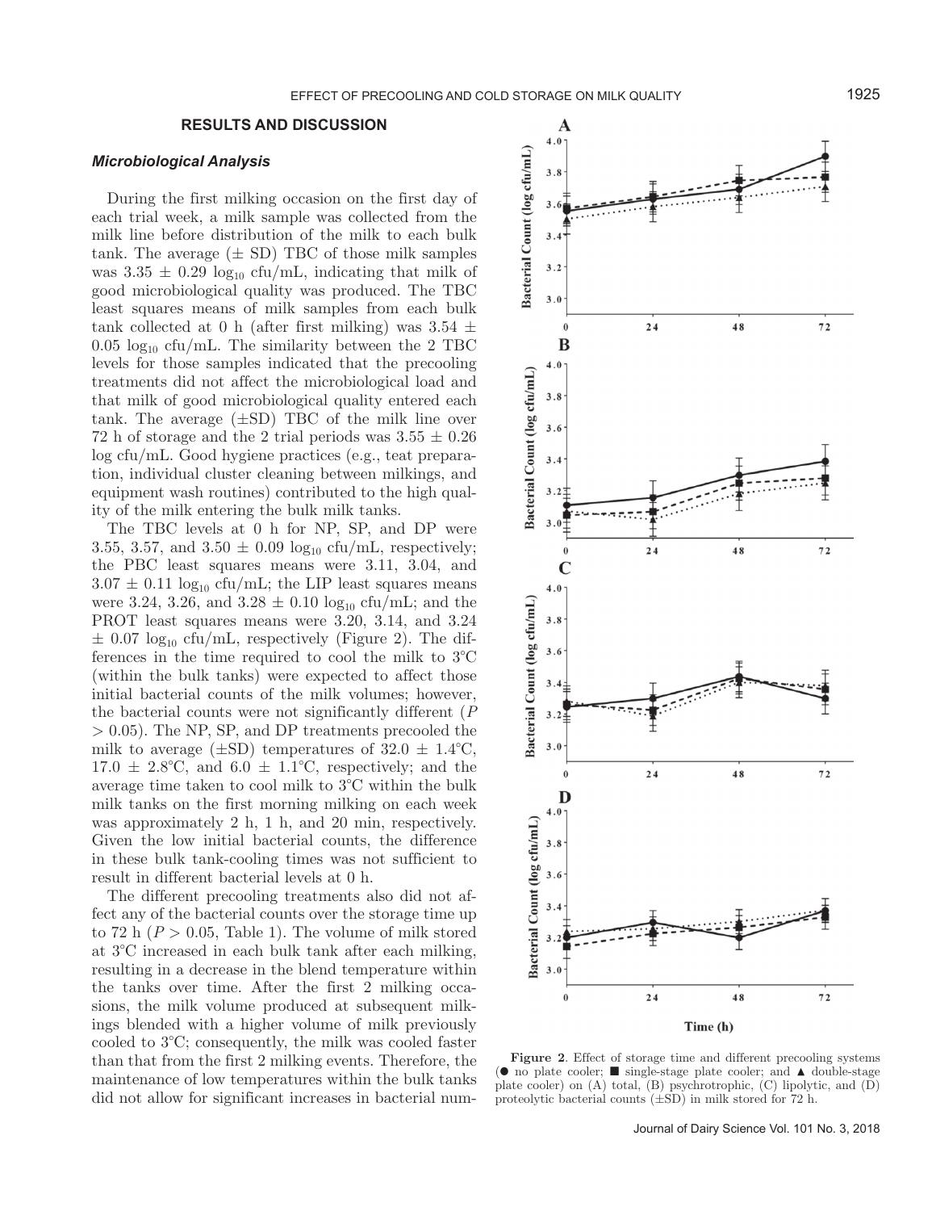## RESULTS AND DISCUSSION

### *Microbiological Analysis*

During the first milking occasion on the first day of each trial week, a milk sample was collected from the milk line before distribution of the milk to each bulk tank. The average (± SD) TBC of those milk samples was $3.35 \pm 0.29 \log_{10}$ cfu/mL, indicating that milk of good microbiological quality was produced. The TBC least squares means of milk samples from each bulk tank collected at 0 h (after first milking) was $3.54 \pm 0.05 \log_{10}$ cfu/mL. The similarity between the 2 TBC levels for those samples indicated that the precooling treatments did not affect the microbiological load and that milk of good microbiological quality entered each tank. The average (±SD) TBC of the milk line over 72 h of storage and the 2 trial periods was $3.55 \pm 0.26$ log cfu/mL. Good hygiene practices (e.g., teat preparation, individual cluster cleaning between milkings, and equipment wash routines) contributed to the high quality of the milk entering the bulk milk tanks.

The TBC levels at 0 h for NP, SP, and DP were 3.55, 3.57, and $3.50 \pm 0.09 \log_{10}$ cfu/mL, respectively; the PBC least squares means were 3.11, 3.04, and $3.07 \pm 0.11 \log_{10}$ cfu/mL; the LIP least squares means were 3.24, 3.26, and $3.28 \pm 0.10 \log_{10}$ cfu/mL; and the PROT least squares means were 3.20, 3.14, and 3.24 $\pm\ 0.07 \log_{10}$ cfu/mL, respectively (Figure 2). The differences in the time required to cool the milk to 3°C (within the bulk tanks) were expected to affect those initial bacterial counts of the milk volumes; however, the bacterial counts were not significantly different ($P > 0.05$). The NP, SP, and DP treatments precooled the milk to average (±SD) temperatures of 32.0 ± 1.4°C, 17.0 ± 2.8°C, and 6.0 ± 1.1°C, respectively; and the average time taken to cool milk to 3°C within the bulk milk tanks on the first morning milking on each week was approximately 2 h, 1 h, and 20 min, respectively. Given the low initial bacterial counts, the difference in these bulk tank-cooling times was not sufficient to result in different bacterial levels at 0 h.

The different precooling treatments also did not affect any of the bacterial counts over the storage time up to 72 h ($P > 0.05$, Table 1). The volume of milk stored at 3°C increased in each bulk tank after each milking, resulting in a decrease in the blend temperature within the tanks over time. After the first 2 milking occasions, the milk volume produced at subsequent milkings blended with a higher volume of milk previously cooled to 3°C; consequently, the milk was cooled faster than that from the first 2 milking events. Therefore, the maintenance of low temperatures within the bulk tanks did not allow for significant increases in bacterial num-

**Figure 2**. Effect of storage time and different precooling systems (● no plate cooler; ■ single-stage plate cooler; and ▲ double-stage plate cooler) on (A) total, (B) psychrotrophic, (C) lipolytic, and (D) proteolytic bacterial counts (±SD) in milk stored for 72 h.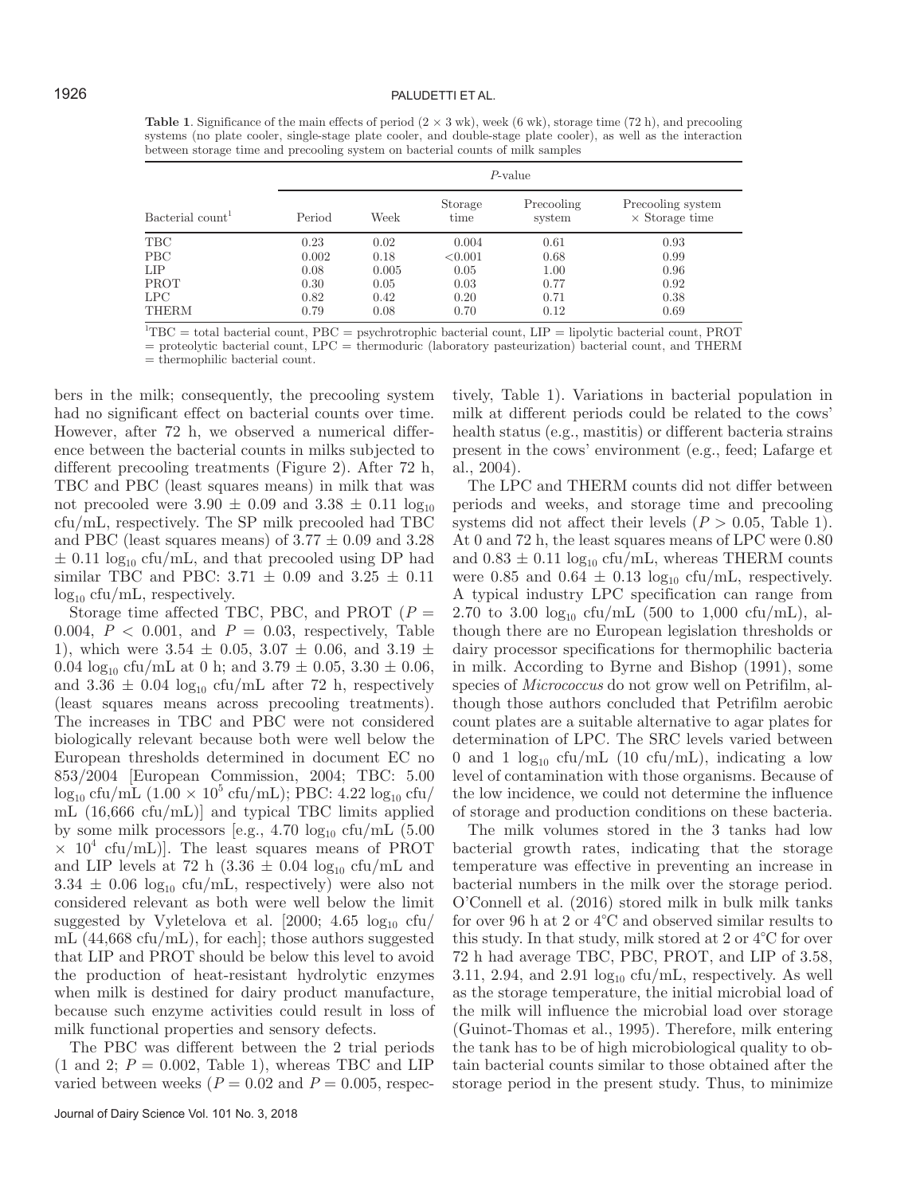**Table 1**. Significance of the main effects of period (2 × 3 wk), week (6 wk), storage time (72 h), and precooling systems (no plate cooler, single-stage plate cooler, and double-stage plate cooler), as well as the interaction between storage time and precooling system on bacterial counts of milk samples

| Bacterial count[1] | *P*-value | | | | |
|---|---|---|---|---|---|
| | Period | Week | Storage time | Precooling system | Precooling system × Storage time |
| TBC | 0.23 | 0.02 | 0.004 | 0.61 | 0.93 |
| PBC | 0.002 | 0.18 | <0.001 | 0.68 | 0.99 |
| LIP | 0.08 | 0.005 | 0.05 | 1.00 | 0.96 |
| PROT | 0.30 | 0.05 | 0.03 | 0.77 | 0.92 |
| LPC | 0.82 | 0.42 | 0.20 | 0.71 | 0.38 |
| THERM | 0.79 | 0.08 | 0.70 | 0.12 | 0.69 |

[1]TBC = total bacterial count, PBC = psychrotrophic bacterial count, LIP = lipolytic bacterial count, PROT = proteolytic bacterial count, LPC = thermoduric (laboratory pasteurization) bacterial count, and THERM = thermophilic bacterial count.

bers in the milk; consequently, the precooling system had no significant effect on bacterial counts over time. However, after 72 h, we observed a numerical difference between the bacterial counts in milks subjected to different precooling treatments (Figure 2). After 72 h, TBC and PBC (least squares means) in milk that was not precooled were 3.90 ± 0.09 and 3.38 ± 0.11 $\log_{10}$ cfu/mL, respectively. The SP milk precooled had TBC and PBC (least squares means) of 3.77 ± 0.09 and 3.28 ± 0.11 $\log_{10}$ cfu/mL, and that precooled using DP had similar TBC and PBC: 3.71 ± 0.09 and 3.25 ± 0.11 $\log_{10}$ cfu/mL, respectively.

Storage time affected TBC, PBC, and PROT ($P$ = 0.004, $P$ < 0.001, and $P$ = 0.03, respectively, Table 1), which were 3.54 ± 0.05, 3.07 ± 0.06, and 3.19 ± 0.04 $\log_{10}$ cfu/mL at 0 h; and 3.79 ± 0.05, 3.30 ± 0.06, and 3.36 ± 0.04 $\log_{10}$ cfu/mL after 72 h, respectively (least squares means across precooling treatments). The increases in TBC and PBC were not considered biologically relevant because both were well below the European thresholds determined in document EC no 853/2004 [European Commission, 2004; TBC: 5.00 $\log_{10}$ cfu/mL ($1.00 \times 10^5$ cfu/mL); PBC: 4.22 $\log_{10}$ cfu/mL (16,666 cfu/mL)] and typical TBC limits applied by some milk processors [e.g., 4.70 $\log_{10}$ cfu/mL ($5.00 \times 10^4$ cfu/mL)]. The least squares means of PROT and LIP levels at 72 h (3.36 ± 0.04 $\log_{10}$ cfu/mL and 3.34 ± 0.06 $\log_{10}$ cfu/mL, respectively) were also not considered relevant as both were well below the limit suggested by Vyletelova et al. [2000; 4.65 $\log_{10}$ cfu/mL (44,668 cfu/mL), for each]; those authors suggested that LIP and PROT should be below this level to avoid the production of heat-resistant hydrolytic enzymes when milk is destined for dairy product manufacture, because such enzyme activities could result in loss of milk functional properties and sensory defects.

The PBC was different between the 2 trial periods (1 and 2; $P$ = 0.002, Table 1), whereas TBC and LIP varied between weeks ($P$ = 0.02 and $P$ = 0.005, respectively, Table 1). Variations in bacterial population in milk at different periods could be related to the cows' health status (e.g., mastitis) or different bacteria strains present in the cows' environment (e.g., feed; Lafarge et al., 2004).

The LPC and THERM counts did not differ between periods and weeks, and storage time and precooling systems did not affect their levels ($P$ > 0.05, Table 1). At 0 and 72 h, the least squares means of LPC were 0.80 and 0.83 ± 0.11 $\log_{10}$ cfu/mL, whereas THERM counts were 0.85 and 0.64 ± 0.13 $\log_{10}$ cfu/mL, respectively. A typical industry LPC specification can range from 2.70 to 3.00 $\log_{10}$ cfu/mL (500 to 1,000 cfu/mL), although there are no European legislation thresholds or dairy processor specifications for thermophilic bacteria in milk. According to Byrne and Bishop (1991), some species of *Micrococcus* do not grow well on Petrifilm, although those authors concluded that Petrifilm aerobic count plates are a suitable alternative to agar plates for determination of LPC. The SRC levels varied between 0 and 1 $\log_{10}$ cfu/mL (10 cfu/mL), indicating a low level of contamination with those organisms. Because of the low incidence, we could not determine the influence of storage and production conditions on these bacteria.

The milk volumes stored in the 3 tanks had low bacterial growth rates, indicating that the storage temperature was effective in preventing an increase in bacterial numbers in the milk over the storage period. O'Connell et al. (2016) stored milk in bulk milk tanks for over 96 h at 2 or 4°C and observed similar results to this study. In that study, milk stored at 2 or 4°C for over 72 h had average TBC, PBC, PROT, and LIP of 3.58, 3.11, 2.94, and 2.91 $\log_{10}$ cfu/mL, respectively. As well as the storage temperature, the initial microbial load of the milk will influence the microbial load over storage (Guinot-Thomas et al., 1995). Therefore, milk entering the tank has to be of high microbiological quality to obtain bacterial counts similar to those obtained after the storage period in the present study. Thus, to minimize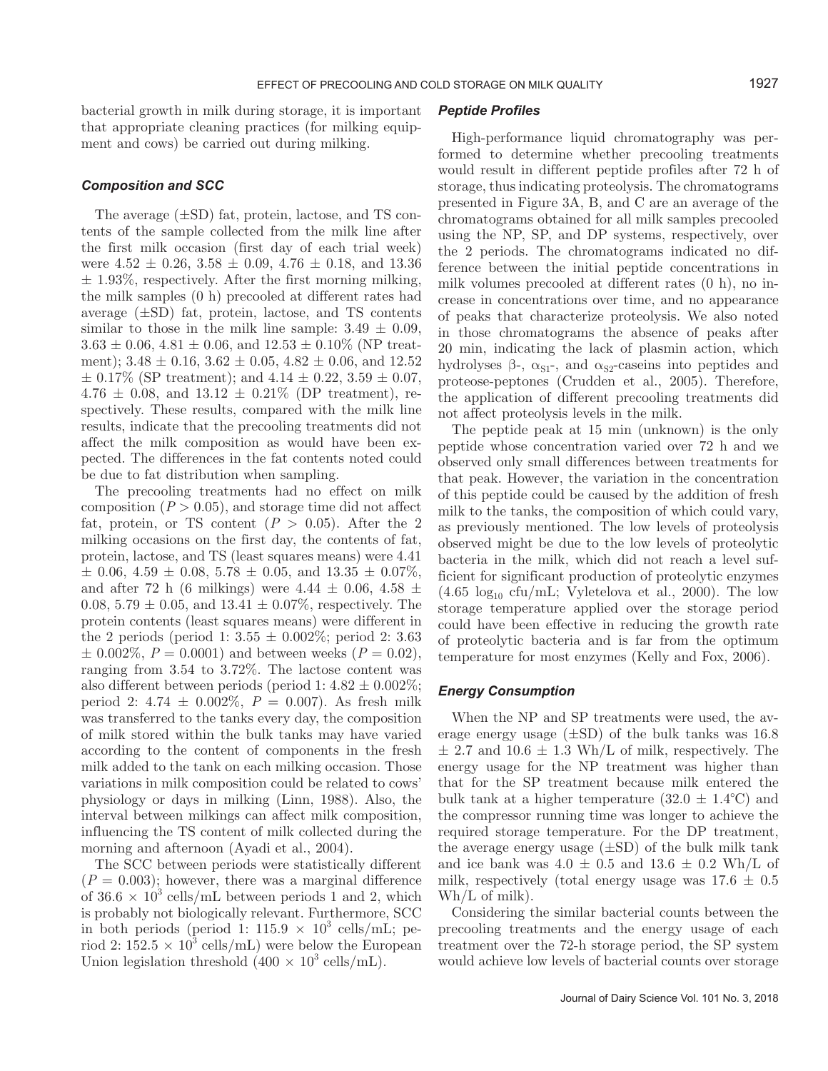bacterial growth in milk during storage, it is important that appropriate cleaning practices (for milking equipment and cows) be carried out during milking.

### *Composition and SCC*

The average (±SD) fat, protein, lactose, and TS contents of the sample collected from the milk line after the first milk occasion (first day of each trial week) were 4.52 ± 0.26, 3.58 ± 0.09, 4.76 ± 0.18, and 13.36 ± 1.93%, respectively. After the first morning milking, the milk samples (0 h) precooled at different rates had average (±SD) fat, protein, lactose, and TS contents similar to those in the milk line sample: 3.49 ± 0.09, 3.63 ± 0.06, 4.81 ± 0.06, and 12.53 ± 0.10% (NP treatment); 3.48 ± 0.16, 3.62 ± 0.05, 4.82 ± 0.06, and 12.52 ± 0.17% (SP treatment); and 4.14 ± 0.22, 3.59 ± 0.07, 4.76 ± 0.08, and 13.12 ± 0.21% (DP treatment), respectively. These results, compared with the milk line results, indicate that the precooling treatments did not affect the milk composition as would have been expected. The differences in the fat contents noted could be due to fat distribution when sampling.

The precooling treatments had no effect on milk composition ($P > 0.05$), and storage time did not affect fat, protein, or TS content ($P > 0.05$). After the 2 milking occasions on the first day, the contents of fat, protein, lactose, and TS (least squares means) were 4.41 ± 0.06, 4.59 ± 0.08, 5.78 ± 0.05, and 13.35 ± 0.07%, and after 72 h (6 milkings) were 4.44 ± 0.06, 4.58 ± 0.08, 5.79 ± 0.05, and 13.41 ± 0.07%, respectively. The protein contents (least squares means) were different in the 2 periods (period 1: 3.55 ± 0.002%; period 2: 3.63 ± 0.002%, $P = 0.0001$) and between weeks ($P = 0.02$), ranging from 3.54 to 3.72%. The lactose content was also different between periods (period 1: 4.82 ± 0.002%; period 2: 4.74 ± 0.002%, $P = 0.007$). As fresh milk was transferred to the tanks every day, the composition of milk stored within the bulk tanks may have varied according to the content of components in the fresh milk added to the tank on each milking occasion. Those variations in milk composition could be related to cows' physiology or days in milking (Linn, 1988). Also, the interval between milkings can affect milk composition, influencing the TS content of milk collected during the morning and afternoon (Ayadi et al., 2004).

The SCC between periods were statistically different ($P = 0.003$); however, there was a marginal difference of $36.6 \times 10^3$ cells/mL between periods 1 and 2, which is probably not biologically relevant. Furthermore, SCC in both periods (period 1: $115.9 \times 10^3$ cells/mL; period 2: $152.5 \times 10^3$ cells/mL) were below the European Union legislation threshold ($400 \times 10^3$ cells/mL).

### *Peptide Profiles*

High-performance liquid chromatography was performed to determine whether precooling treatments would result in different peptide profiles after 72 h of storage, thus indicating proteolysis. The chromatograms presented in Figure 3A, B, and C are an average of the chromatograms obtained for all milk samples precooled using the NP, SP, and DP systems, respectively, over the 2 periods. The chromatograms indicated no difference between the initial peptide concentrations in milk volumes precooled at different rates (0 h), no increase in concentrations over time, and no appearance of peaks that characterize proteolysis. We also noted in those chromatograms the absence of peaks after 20 min, indicating the lack of plasmin action, which hydrolyses β-, $\alpha_{S1}$-, and $\alpha_{S2}$-caseins into peptides and proteose-peptones (Crudden et al., 2005). Therefore, the application of different precooling treatments did not affect proteolysis levels in the milk.

The peptide peak at 15 min (unknown) is the only peptide whose concentration varied over 72 h and we observed only small differences between treatments for that peak. However, the variation in the concentration of this peptide could be caused by the addition of fresh milk to the tanks, the composition of which could vary, as previously mentioned. The low levels of proteolysis observed might be due to the low levels of proteolytic bacteria in the milk, which did not reach a level sufficient for significant production of proteolytic enzymes (4.65 $\log_{10}$ cfu/mL; Vyletelova et al., 2000). The low storage temperature applied over the storage period could have been effective in reducing the growth rate of proteolytic bacteria and is far from the optimum temperature for most enzymes (Kelly and Fox, 2006).

### *Energy Consumption*

When the NP and SP treatments were used, the average energy usage (±SD) of the bulk tanks was 16.8 ± 2.7 and 10.6 ± 1.3 Wh/L of milk, respectively. The energy usage for the NP treatment was higher than that for the SP treatment because milk entered the bulk tank at a higher temperature (32.0 ± 1.4°C) and the compressor running time was longer to achieve the required storage temperature. For the DP treatment, the average energy usage (±SD) of the bulk milk tank and ice bank was 4.0 ± 0.5 and 13.6 ± 0.2 Wh/L of milk, respectively (total energy usage was 17.6 ± 0.5 Wh/L of milk).

Considering the similar bacterial counts between the precooling treatments and the energy usage of each treatment over the 72-h storage period, the SP system would achieve low levels of bacterial counts over storage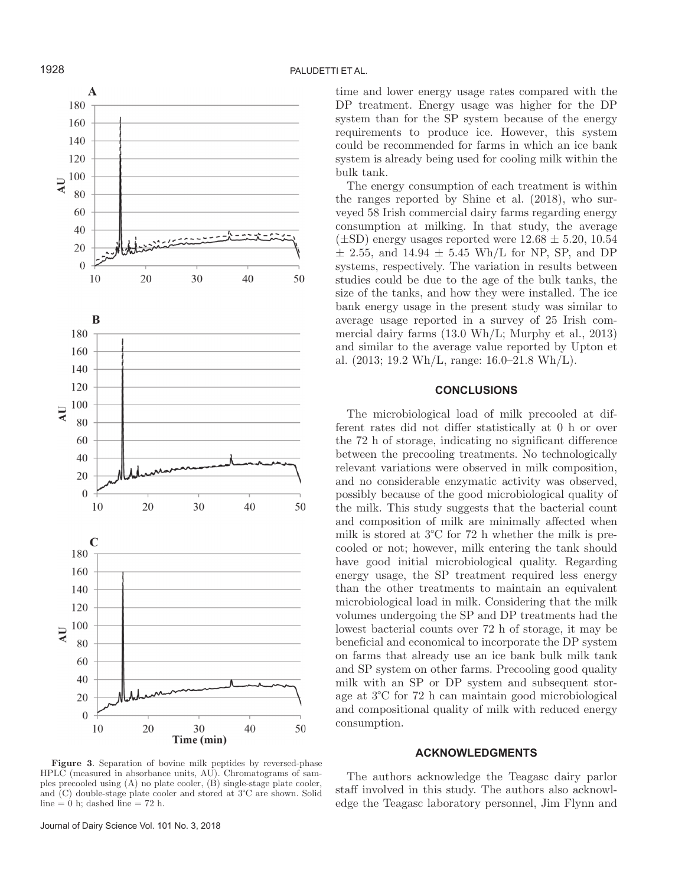time and lower energy usage rates compared with the DP treatment. Energy usage was higher for the DP system than for the SP system because of the energy requirements to produce ice. However, this system could be recommended for farms in which an ice bank system is already being used for cooling milk within the bulk tank.

The energy consumption of each treatment is within the ranges reported by Shine et al. (2018), who surveyed 58 Irish commercial dairy farms regarding energy consumption at milking. In that study, the average (±SD) energy usages reported were 12.68 ± 5.20, 10.54 ± 2.55, and 14.94 ± 5.45 Wh/L for NP, SP, and DP systems, respectively. The variation in results between studies could be due to the age of the bulk tanks, the size of the tanks, and how they were installed. The ice bank energy usage in the present study was similar to average usage reported in a survey of 25 Irish commercial dairy farms (13.0 Wh/L; Murphy et al., 2013) and similar to the average value reported by Upton et al. (2013; 19.2 Wh/L, range: 16.0–21.8 Wh/L).

## CONCLUSIONS

The microbiological load of milk precooled at different rates did not differ statistically at 0 h or over the 72 h of storage, indicating no significant difference between the precooling treatments. No technologically relevant variations were observed in milk composition, and no considerable enzymatic activity was observed, possibly because of the good microbiological quality of the milk. This study suggests that the bacterial count and composition of milk are minimally affected when milk is stored at 3°C for 72 h whether the milk is precooled or not; however, milk entering the tank should have good initial microbiological quality. Regarding energy usage, the SP treatment required less energy than the other treatments to maintain an equivalent microbiological load in milk. Considering that the milk volumes undergoing the SP and DP treatments had the lowest bacterial counts over 72 h of storage, it may be beneficial and economical to incorporate the DP system on farms that already use an ice bank bulk milk tank and SP system on other farms. Precooling good quality milk with an SP or DP system and subsequent storage at 3°C for 72 h can maintain good microbiological and compositional quality of milk with reduced energy consumption.

**Figure 3**. Separation of bovine milk peptides by reversed-phase HPLC (measured in absorbance units, AU). Chromatograms of samples precooled using (A) no plate cooler, (B) single-stage plate cooler, and (C) double-stage plate cooler and stored at 3°C are shown. Solid line = 0 h; dashed line = 72 h.

## ACKNOWLEDGMENTS

The authors acknowledge the Teagasc dairy parlor staff involved in this study. The authors also acknowledge the Teagasc laboratory personnel, Jim Flynn and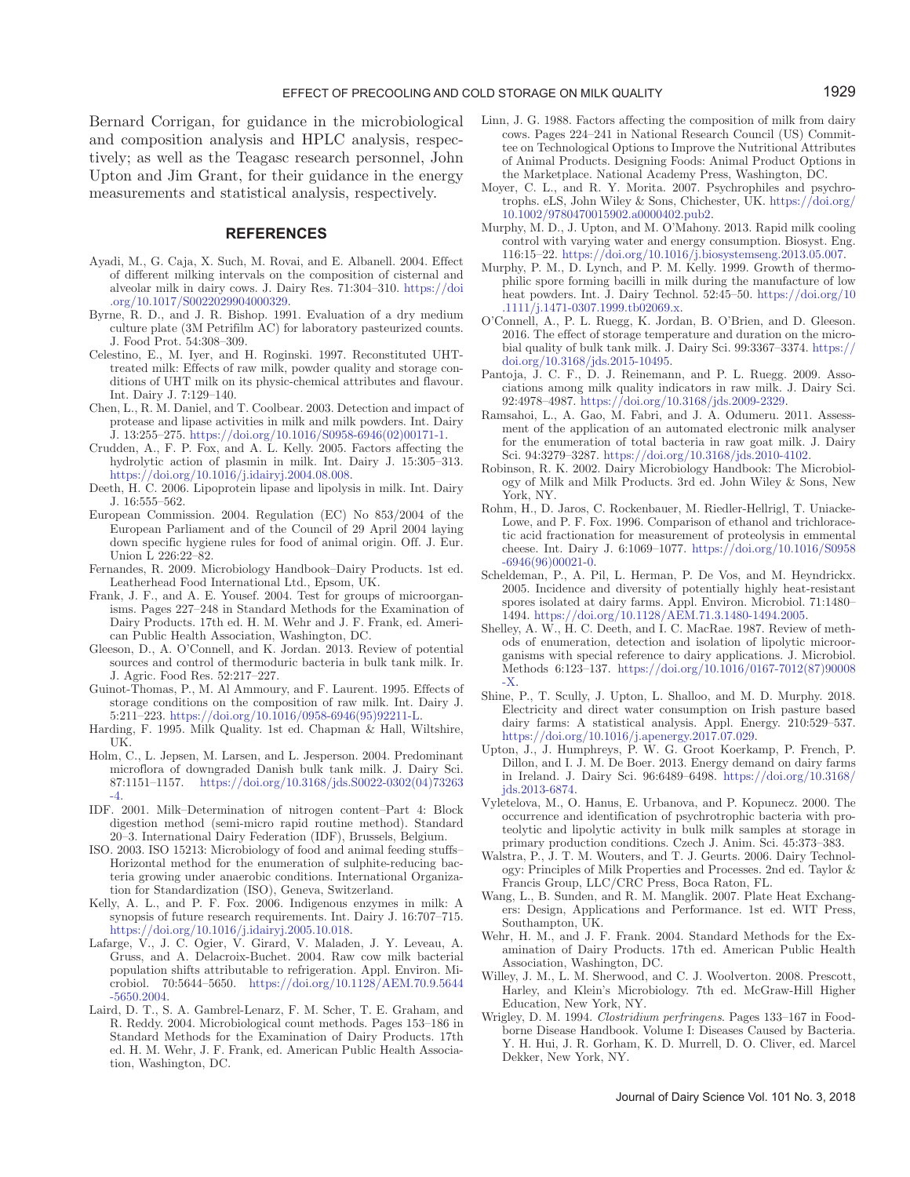Bernard Corrigan, for guidance in the microbiological and composition analysis and HPLC analysis, respectively; as well as the Teagasc research personnel, John Upton and Jim Grant, for their guidance in the energy measurements and statistical analysis, respectively.

## REFERENCES

Ayadi, M., G. Caja, X. Such, M. Rovai, and E. Albanell. 2004. Effect of different milking intervals on the composition of cisternal and alveolar milk in dairy cows. J. Dairy Res. 71:304–310. https://doi.org/10.1017/S0022029904000329.

Byrne, R. D., and J. R. Bishop. 1991. Evaluation of a dry medium culture plate (3M Petrifilm AC) for laboratory pasteurized counts. J. Food Prot. 54:308–309.

Celestino, E., M. Iyer, and H. Roginski. 1997. Reconstituted UHT-treated milk: Effects of raw milk, powder quality and storage conditions of UHT milk on its physic-chemical attributes and flavour. Int. Dairy J. 7:129–140.

Chen, L., R. M. Daniel, and T. Coolbear. 2003. Detection and impact of protease and lipase activities in milk and milk powders. Int. Dairy J. 13:255–275. https://doi.org/10.1016/S0958-6946(02)00171-1.

Crudden, A., F. P. Fox, and A. L. Kelly. 2005. Factors affecting the hydrolytic action of plasmin in milk. Int. Dairy J. 15:305–313. https://doi.org/10.1016/j.idairyj.2004.08.008.

Deeth, H. C. 2006. Lipoprotein lipase and lipolysis in milk. Int. Dairy J. 16:555–562.

European Commission. 2004. Regulation (EC) No 853/2004 of the European Parliament and of the Council of 29 April 2004 laying down specific hygiene rules for food of animal origin. Off. J. Eur. Union L 226:22–82.

Fernandes, R. 2009. Microbiology Handbook–Dairy Products. 1st ed. Leatherhead Food International Ltd., Epsom, UK.

Frank, J. F., and A. E. Yousef. 2004. Test for groups of microorganisms. Pages 227–248 in Standard Methods for the Examination of Dairy Products. 17th ed. H. M. Wehr and J. F. Frank, ed. American Public Health Association, Washington, DC.

Gleeson, D., A. O'Connell, and K. Jordan. 2013. Review of potential sources and control of thermoduric bacteria in bulk tank milk. Ir. J. Agric. Food Res. 52:217–227.

Guinot-Thomas, P., M. Al Ammoury, and F. Laurent. 1995. Effects of storage conditions on the composition of raw milk. Int. Dairy J. 5:211–223. https://doi.org/10.1016/0958-6946(95)92211-L.

Harding, F. 1995. Milk Quality. 1st ed. Chapman & Hall, Wiltshire, UK.

Holm, C., L. Jepsen, M. Larsen, and L. Jesperson. 2004. Predominant microflora of downgraded Danish bulk tank milk. J. Dairy Sci. 87:1151–1157. https://doi.org/10.3168/jds.S0022-0302(04)73263-4.

IDF. 2001. Milk–Determination of nitrogen content–Part 4: Block digestion method (semi-micro rapid routine method). Standard 20–3. International Dairy Federation (IDF), Brussels, Belgium.

ISO. 2003. ISO 15213: Microbiology of food and animal feeding stuffs–Horizontal method for the enumeration of sulphite-reducing bacteria growing under anaerobic conditions. International Organization for Standardization (ISO), Geneva, Switzerland.

Kelly, A. L., and P. F. Fox. 2006. Indigenous enzymes in milk: A synopsis of future research requirements. Int. Dairy J. 16:707–715. https://doi.org/10.1016/j.idairyj.2005.10.018.

Lafarge, V., J. C. Ogier, V. Girard, V. Maladen, J. Y. Leveau, A. Gruss, and A. Delacroix-Buchet. 2004. Raw cow milk bacterial population shifts attributable to refrigeration. Appl. Environ. Microbiol. 70:5644–5650. https://doi.org/10.1128/AEM.70.9.5644-5650.2004.

Laird, D. T., S. A. Gambrel-Lenarz, F. M. Scher, T. E. Graham, and R. Reddy. 2004. Microbiological count methods. Pages 153–186 in Standard Methods for the Examination of Dairy Products. 17th ed. H. M. Wehr, J. F. Frank, ed. American Public Health Association, Washington, DC.

Linn, J. G. 1988. Factors affecting the composition of milk from dairy cows. Pages 224–241 in National Research Council (US) Committee on Technological Options to Improve the Nutritional Attributes of Animal Products. Designing Foods: Animal Product Options in the Marketplace. National Academy Press, Washington, DC.

Moyer, C. L., and R. Y. Morita. 2007. Psychrophiles and psychrotrophs. eLS, John Wiley & Sons, Chichester, UK. https://doi.org/10.1002/9780470015902.a0000402.pub2.

Murphy, M. D., J. Upton, and M. O'Mahony. 2013. Rapid milk cooling control with varying water and energy consumption. Biosyst. Eng. 116:15–22. https://doi.org/10.1016/j.biosystemseng.2013.05.007.

Murphy, P. M., D. Lynch, and P. M. Kelly. 1999. Growth of thermophilic spore forming bacilli in milk during the manufacture of low heat powders. Int. J. Dairy Technol. 52:45–50. https://doi.org/10.1111/j.1471-0307.1999.tb02069.x.

O'Connell, A., P. L. Ruegg, K. Jordan, B. O'Brien, and D. Gleeson. 2016. The effect of storage temperature and duration on the microbial quality of bulk tank milk. J. Dairy Sci. 99:3367–3374. https://doi.org/10.3168/jds.2015-10495.

Pantoja, J. C. F., D. J. Reinemann, and P. L. Ruegg. 2009. Associations among milk quality indicators in raw milk. J. Dairy Sci. 92:4978–4987. https://doi.org/10.3168/jds.2009-2329.

Ramsahoi, L., A. Gao, M. Fabri, and J. A. Odumeru. 2011. Assessment of the application of an automated electronic milk analyser for the enumeration of total bacteria in raw goat milk. J. Dairy Sci. 94:3279–3287. https://doi.org/10.3168/jds.2010-4102.

Robinson, R. K. 2002. Dairy Microbiology Handbook: The Microbiology of Milk and Milk Products. 3rd ed. John Wiley & Sons, New York, NY.

Rohm, H., D. Jaros, C. Rockenbauer, M. Riedler-Hellrigl, T. Uniacke-Lowe, and P. F. Fox. 1996. Comparison of ethanol and trichloracetic acid fractionation for measurement of proteolysis in emmental cheese. Int. Dairy J. 6:1069–1077. https://doi.org/10.1016/S0958-6946(96)00021-0.

Scheldeman, P., A. Pil, L. Herman, P. De Vos, and M. Heyndrickx. 2005. Incidence and diversity of potentially highly heat-resistant spores isolated at dairy farms. Appl. Environ. Microbiol. 71:1480–1494. https://doi.org/10.1128/AEM.71.3.1480-1494.2005.

Shelley, A. W., H. C. Deeth, and I. C. MacRae. 1987. Review of methods of enumeration, detection and isolation of lipolytic microorganisms with special reference to dairy applications. J. Microbiol. Methods 6:123–137. https://doi.org/10.1016/0167-7012(87)90008-X.

Shine, P., T. Scully, J. Upton, L. Shalloo, and M. D. Murphy. 2018. Electricity and direct water consumption on Irish pasture based dairy farms: A statistical analysis. Appl. Energy. 210:529–537. https://doi.org/10.1016/j.apenergy.2017.07.029.

Upton, J., J. Humphreys, P. W. G. Groot Koerkamp, P. French, P. Dillon, and I. J. M. De Boer. 2013. Energy demand on dairy farms in Ireland. J. Dairy Sci. 96:6489–6498. https://doi.org/10.3168/jds.2013-6874.

Vyletelova, M., O. Hanus, E. Urbanova, and P. Kopunecz. 2000. The occurrence and identification of psychrotrophic bacteria with proteolytic and lipolytic activity in bulk milk samples at storage in primary production conditions. Czech J. Anim. Sci. 45:373–383.

Walstra, P., J. T. M. Wouters, and T. J. Geurts. 2006. Dairy Technology: Principles of Milk Properties and Processes. 2nd ed. Taylor & Francis Group, LLC/CRC Press, Boca Raton, FL.

Wang, L., B. Sunden, and R. M. Manglik. 2007. Plate Heat Exchangers: Design, Applications and Performance. 1st ed. WIT Press, Southampton, UK.

Wehr, H. M., and J. F. Frank. 2004. Standard Methods for the Examination of Dairy Products. 17th ed. American Public Health Association, Washington, DC.

Willey, J. M., L. M. Sherwood, and C. J. Woolverton. 2008. Prescott, Harley, and Klein's Microbiology. 7th ed. McGraw-Hill Higher Education, New York, NY.

Wrigley, D. M. 1994. *Clostridium perfringens*. Pages 133–167 in Foodborne Disease Handbook. Volume I: Diseases Caused by Bacteria. Y. H. Hui, J. R. Gorham, K. D. Murrell, D. O. Cliver, ed. Marcel Dekker, New York, NY.